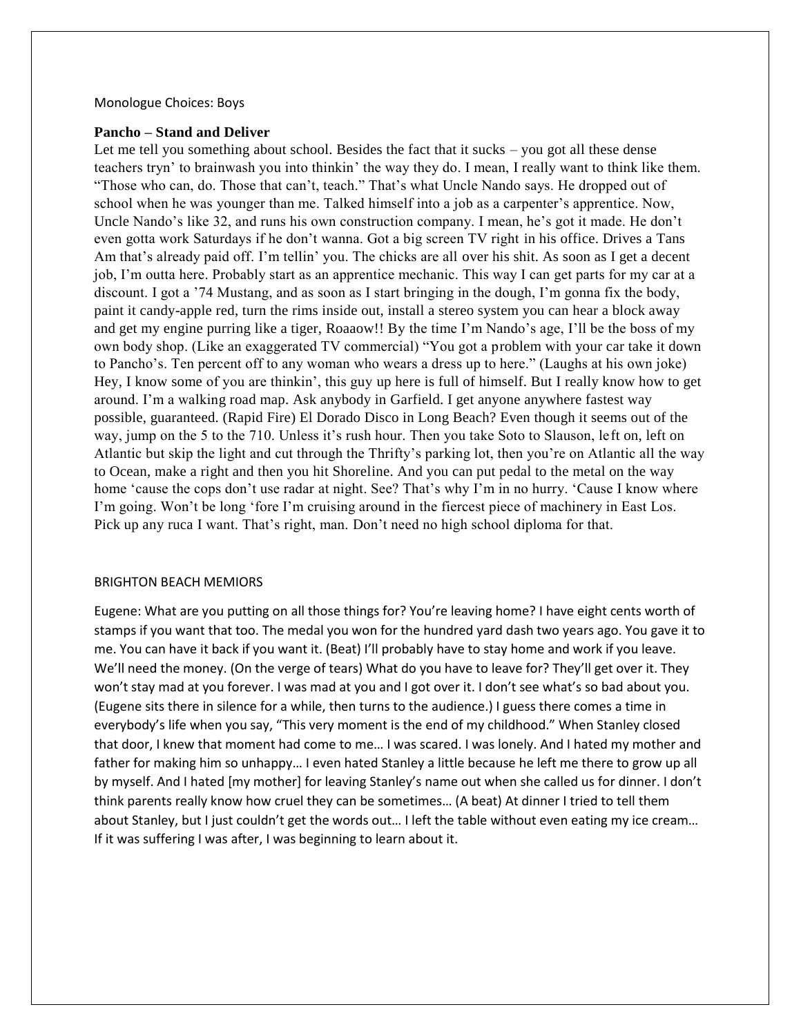Monologue Choices: Boys

**Pancho – Stand and Deliver**

Let me tell you something about school. Besides the fact that it sucks – you got all these dense teachers tryn' to brainwash you into thinkin' the way they do. I mean, I really want to think like them. "Those who can, do. Those that can't, teach." That's what Uncle Nando says. He dropped out of school when he was younger than me. Talked himself into a job as a carpenter's apprentice. Now, Uncle Nando's like 32, and runs his own construction company. I mean, he's got it made. He don't even gotta work Saturdays if he don't wanna. Got a big screen TV right in his office. Drives a Tans Am that's already paid off. I'm tellin' you. The chicks are all over his shit. As soon as I get a decent job, I'm outta here. Probably start as an apprentice mechanic. This way I can get parts for my car at a discount. I got a '74 Mustang, and as soon as I start bringing in the dough, I'm gonna fix the body, paint it candy-apple red, turn the rims inside out, install a stereo system you can hear a block away and get my engine purring like a tiger, Roaaow!! By the time I'm Nando's age, I'll be the boss of my own body shop. (Like an exaggerated TV commercial) "You got a problem with your car take it down to Pancho's. Ten percent off to any woman who wears a dress up to here." (Laughs at his own joke) Hey, I know some of you are thinkin', this guy up here is full of himself. But I really know how to get around. I'm a walking road map. Ask anybody in Garfield. I get anyone anywhere fastest way possible, guaranteed. (Rapid Fire) El Dorado Disco in Long Beach? Even though it seems out of the way, jump on the 5 to the 710. Unless it's rush hour. Then you take Soto to Slauson, left on, left on Atlantic but skip the light and cut through the Thrifty's parking lot, then you're on Atlantic all the way to Ocean, make a right and then you hit Shoreline. And you can put pedal to the metal on the way home 'cause the cops don't use radar at night. See? That's why I'm in no hurry. 'Cause I know where I'm going. Won't be long 'fore I'm cruising around in the fiercest piece of machinery in East Los. Pick up any ruca I want. That's right, man. Don't need no high school diploma for that.

BRIGHTON BEACH MEMIORS

Eugene: What are you putting on all those things for? You're leaving home? I have eight cents worth of stamps if you want that too. The medal you won for the hundred yard dash two years ago. You gave it to me. You can have it back if you want it. (Beat) I'll probably have to stay home and work if you leave. We'll need the money. (On the verge of tears) What do you have to leave for? They'll get over it. They won't stay mad at you forever. I was mad at you and I got over it. I don't see what's so bad about you. (Eugene sits there in silence for a while, then turns to the audience.) I guess there comes a time in everybody's life when you say, "This very moment is the end of my childhood." When Stanley closed that door, I knew that moment had come to me… I was scared. I was lonely. And I hated my mother and father for making him so unhappy… I even hated Stanley a little because he left me there to grow up all by myself. And I hated [my mother] for leaving Stanley's name out when she called us for dinner. I don't think parents really know how cruel they can be sometimes… (A beat) At dinner I tried to tell them about Stanley, but I just couldn't get the words out… I left the table without even eating my ice cream… If it was suffering I was after, I was beginning to learn about it.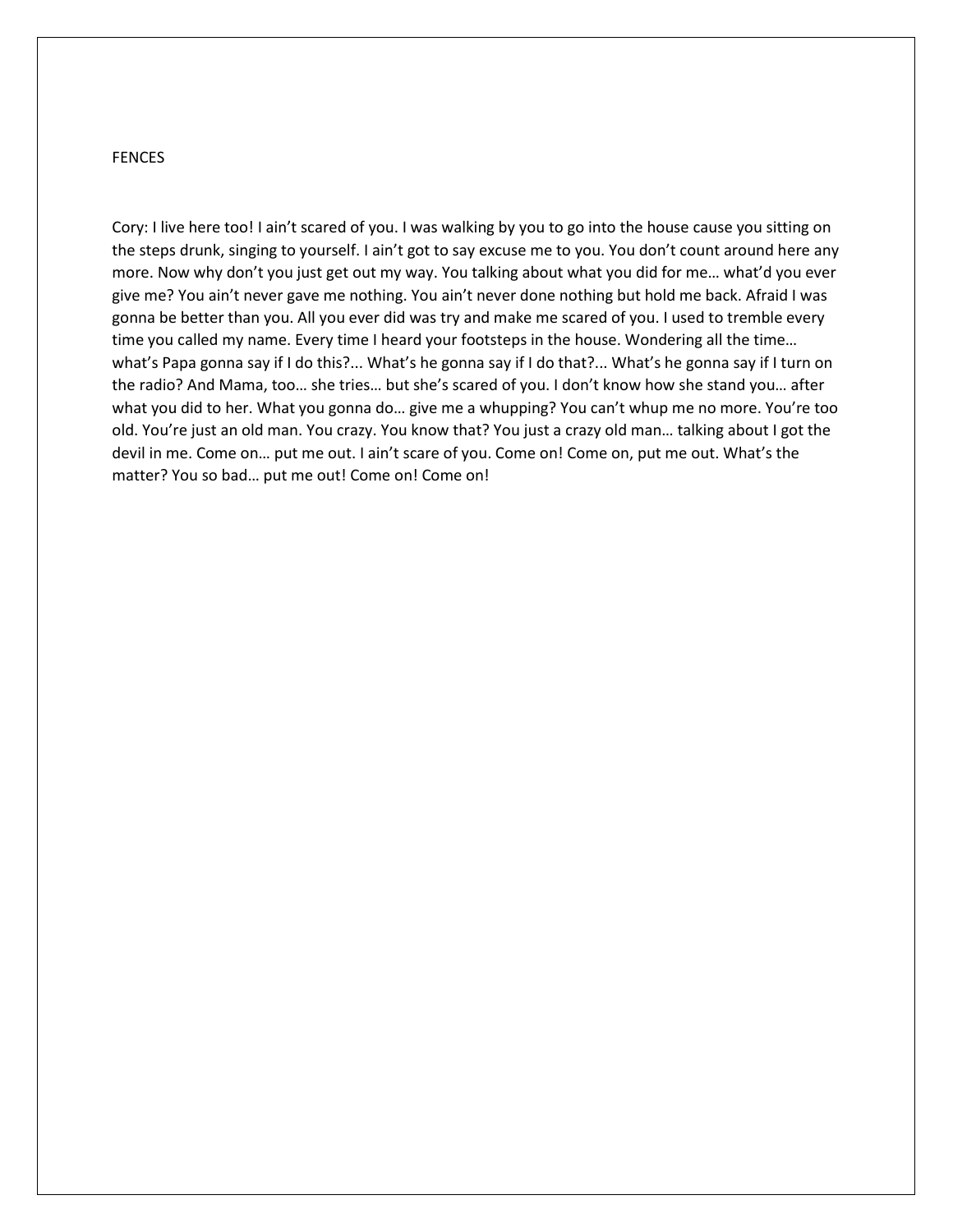FENCES

Cory: I live here too! I ain't scared of you. I was walking by you to go into the house cause you sitting on the steps drunk, singing to yourself. I ain't got to say excuse me to you. You don't count around here any more. Now why don't you just get out my way. You talking about what you did for me… what'd you ever give me? You ain't never gave me nothing. You ain't never done nothing but hold me back. Afraid I was gonna be better than you. All you ever did was try and make me scared of you. I used to tremble every time you called my name. Every time I heard your footsteps in the house. Wondering all the time… what's Papa gonna say if I do this?... What's he gonna say if I do that?... What's he gonna say if I turn on the radio? And Mama, too… she tries… but she's scared of you. I don't know how she stand you… after what you did to her. What you gonna do… give me a whupping? You can't whup me no more. You're too old. You're just an old man. You crazy. You know that? You just a crazy old man… talking about I got the devil in me. Come on… put me out. I ain't scare of you. Come on! Come on, put me out. What's the matter? You so bad… put me out! Come on! Come on!